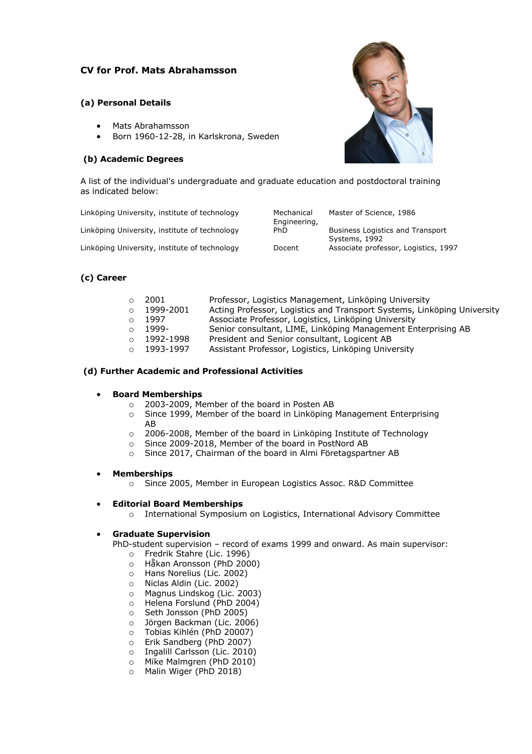## CV for Prof. Mats Abrahamsson

### (a) Personal Details

- Mats Abrahamsson
- Born 1960-12-28, in Karlskrona, Sweden

### (b) Academic Degrees

A list of the individual's undergraduate and graduate education and postdoctoral training as indicated below:

| | | |
|---|---|---|
| Linköping University, institute of technology | Mechanical Engineering, | Master of Science, 1986 |
| Linköping University, institute of technology | PhD | Business Logistics and Transport Systems, 1992 |
| Linköping University, institute of technology | Docent | Associate professor, Logistics, 1997 |

### (c) Career

- 2001 Professor, Logistics Management, Linköping University
- 1999-2001 Acting Professor, Logistics and Transport Systems, Linköping University
- 1997 Associate Professor, Logistics, Linköping University
- 1999- Senior consultant, LIME, Linköping Management Enterprising AB
- 1992-1998 President and Senior consultant, Logicent AB
- 1993-1997 Assistant Professor, Logistics, Linköping University

### (d) Further Academic and Professional Activities

- **Board Memberships**
  - 2003-2009, Member of the board in Posten AB
  - Since 1999, Member of the board in Linköping Management Enterprising AB
  - 2006-2008, Member of the board in Linköping Institute of Technology
  - Since 2009-2018, Member of the board in PostNord AB
  - Since 2017, Chairman of the board in Almi Företagspartner AB

- **Memberships**
  - Since 2005, Member in European Logistics Assoc. R&D Committee

- **Editorial Board Memberships**
  - International Symposium on Logistics, International Advisory Committee

- **Graduate Supervision**
  
  PhD-student supervision – record of exams 1999 and onward. As main supervisor:
  - Fredrik Stahre (Lic. 1996)
  - Håkan Aronsson (PhD 2000)
  - Hans Norelius (Lic. 2002)
  - Niclas Aldin (Lic. 2002)
  - Magnus Lindskog (Lic. 2003)
  - Helena Forslund (PhD 2004)
  - Seth Jonsson (PhD 2005)
  - Jörgen Backman (Lic. 2006)
  - Tobias Kihlén (PhD 20007)
  - Erik Sandberg (PhD 2007)
  - Ingalill Carlsson (Lic. 2010)
  - Mike Malmgren (PhD 2010)
  - Malin Wiger (PhD 2018)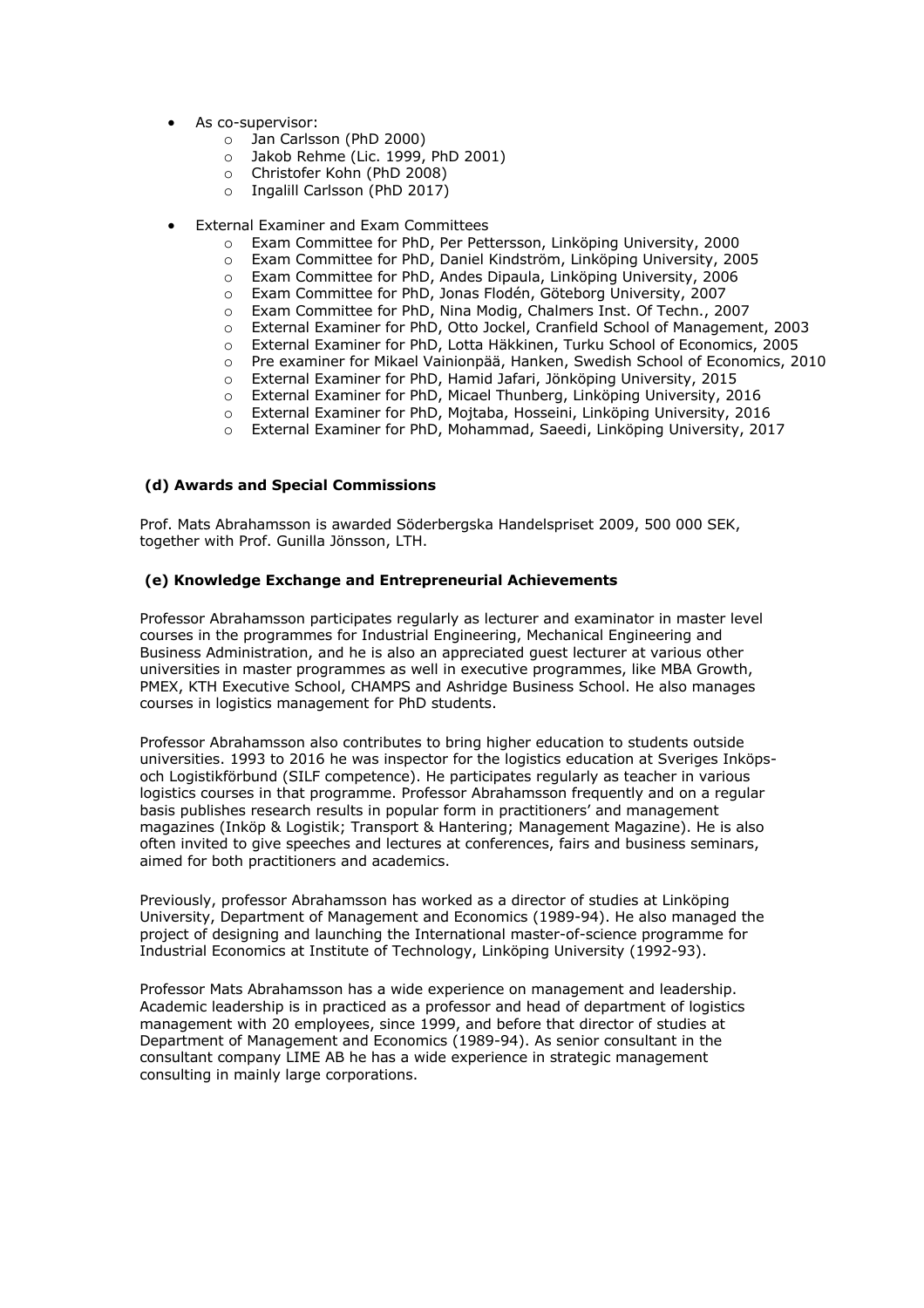- As co-supervisor:
    - Jan Carlsson (PhD 2000)
    - Jakob Rehme (Lic. 1999, PhD 2001)
    - Christofer Kohn (PhD 2008)
    - Ingalill Carlsson (PhD 2017)

- External Examiner and Exam Committees
    - Exam Committee for PhD, Per Pettersson, Linköping University, 2000
    - Exam Committee for PhD, Daniel Kindström, Linköping University, 2005
    - Exam Committee for PhD, Andes Dipaula, Linköping University, 2006
    - Exam Committee for PhD, Jonas Flodén, Göteborg University, 2007
    - Exam Committee for PhD, Nina Modig, Chalmers Inst. Of Techn., 2007
    - External Examiner for PhD, Otto Jockel, Cranfield School of Management, 2003
    - External Examiner for PhD, Lotta Häkkinen, Turku School of Economics, 2005
    - Pre examiner for Mikael Vainionpää, Hanken, Swedish School of Economics, 2010
    - External Examiner for PhD, Hamid Jafari, Jönköping University, 2015
    - External Examiner for PhD, Micael Thunberg, Linköping University, 2016
    - External Examiner for PhD, Mojtaba, Hosseini, Linköping University, 2016
    - External Examiner for PhD, Mohammad, Saeedi, Linköping University, 2017

### (d) Awards and Special Commissions

Prof. Mats Abrahamsson is awarded Söderbergska Handelspriset 2009, 500 000 SEK, together with Prof. Gunilla Jönsson, LTH.

### (e) Knowledge Exchange and Entrepreneurial Achievements

Professor Abrahamsson participates regularly as lecturer and examinator in master level courses in the programmes for Industrial Engineering, Mechanical Engineering and Business Administration, and he is also an appreciated guest lecturer at various other universities in master programmes as well in executive programmes, like MBA Growth, PMEX, KTH Executive School, CHAMPS and Ashridge Business School. He also manages courses in logistics management for PhD students.

Professor Abrahamsson also contributes to bring higher education to students outside universities. 1993 to 2016 he was inspector for the logistics education at Sveriges Inköps- och Logistikförbund (SILF competence). He participates regularly as teacher in various logistics courses in that programme. Professor Abrahamsson frequently and on a regular basis publishes research results in popular form in practitioners' and management magazines (Inköp & Logistik; Transport & Hantering; Management Magazine). He is also often invited to give speeches and lectures at conferences, fairs and business seminars, aimed for both practitioners and academics.

Previously, professor Abrahamsson has worked as a director of studies at Linköping University, Department of Management and Economics (1989-94). He also managed the project of designing and launching the International master-of-science programme for Industrial Economics at Institute of Technology, Linköping University (1992-93).

Professor Mats Abrahamsson has a wide experience on management and leadership. Academic leadership is in practiced as a professor and head of department of logistics management with 20 employees, since 1999, and before that director of studies at Department of Management and Economics (1989-94). As senior consultant in the consultant company LIME AB he has a wide experience in strategic management consulting in mainly large corporations.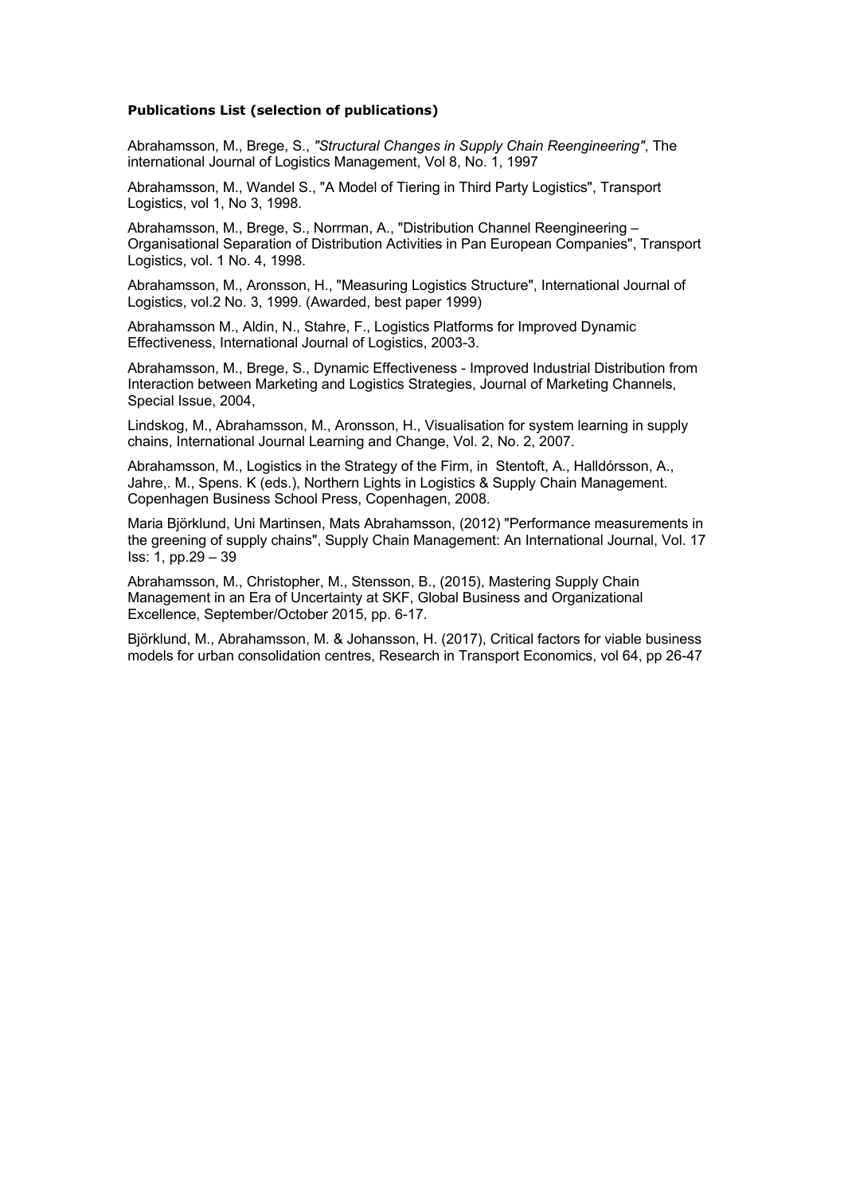**Publications List (selection of publications)**

Abrahamsson, M., Brege, S., *"Structural Changes in Supply Chain Reengineering"*, The international Journal of Logistics Management, Vol 8, No. 1, 1997

Abrahamsson, M., Wandel S., "A Model of Tiering in Third Party Logistics", Transport Logistics, vol 1, No 3, 1998.

Abrahamsson, M., Brege, S., Norrman, A., "Distribution Channel Reengineering – Organisational Separation of Distribution Activities in Pan European Companies", Transport Logistics, vol. 1 No. 4, 1998.

Abrahamsson, M., Aronsson, H., "Measuring Logistics Structure", International Journal of Logistics, vol.2 No. 3, 1999. (Awarded, best paper 1999)

Abrahamsson M., Aldin, N., Stahre, F., Logistics Platforms for Improved Dynamic Effectiveness, International Journal of Logistics, 2003-3.

Abrahamsson, M., Brege, S., Dynamic Effectiveness - Improved Industrial Distribution from Interaction between Marketing and Logistics Strategies, Journal of Marketing Channels, Special Issue, 2004,

Lindskog, M., Abrahamsson, M., Aronsson, H., Visualisation for system learning in supply chains, International Journal Learning and Change, Vol. 2, No. 2, 2007.

Abrahamsson, M., Logistics in the Strategy of the Firm, in Stentoft, A., Halldórsson, A., Jahre,. M., Spens. K (eds.), Northern Lights in Logistics & Supply Chain Management. Copenhagen Business School Press, Copenhagen, 2008.

Maria Björklund, Uni Martinsen, Mats Abrahamsson, (2012) "Performance measurements in the greening of supply chains", Supply Chain Management: An International Journal, Vol. 17 Iss: 1, pp.29 – 39

Abrahamsson, M., Christopher, M., Stensson, B., (2015), Mastering Supply Chain Management in an Era of Uncertainty at SKF, Global Business and Organizational Excellence, September/October 2015, pp. 6-17.

Björklund, M., Abrahamsson, M. & Johansson, H. (2017), Critical factors for viable business models for urban consolidation centres, Research in Transport Economics, vol 64, pp 26-47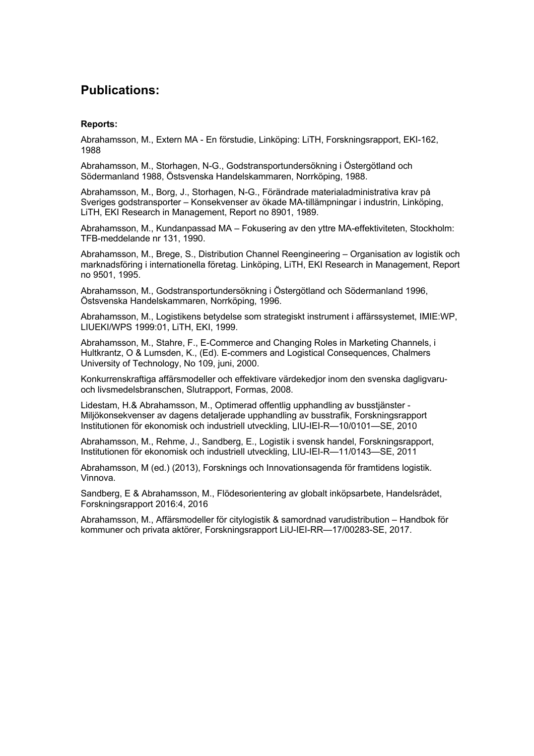## Publications:

**Reports:**

Abrahamsson, M., Extern MA - En förstudie, Linköping: LiTH, Forskningsrapport, EKI-162, 1988

Abrahamsson, M., Storhagen, N-G., Godstransportundersökning i Östergötland och Södermanland 1988, Östsvenska Handelskammaren, Norrköping, 1988.

Abrahamsson, M., Borg, J., Storhagen, N-G., Förändrade materialadministrativa krav på Sveriges godstransporter – Konsekvenser av ökade MA-tillämpningar i industrin, Linköping, LiTH, EKI Research in Management, Report no 8901, 1989.

Abrahamsson, M., Kundanpassad MA – Fokusering av den yttre MA-effektiviteten, Stockholm: TFB-meddelande nr 131, 1990.

Abrahamsson, M., Brege, S., Distribution Channel Reengineering – Organisation av logistik och marknadsföring i internationella företag. Linköping, LiTH, EKI Research in Management, Report no 9501, 1995.

Abrahamsson, M., Godstransportundersökning i Östergötland och Södermanland 1996, Östsvenska Handelskammaren, Norrköping, 1996.

Abrahamsson, M., Logistikens betydelse som strategiskt instrument i affärssystemet, IMIE:WP, LIUEKI/WPS 1999:01, LiTH, EKI, 1999.

Abrahamsson, M., Stahre, F., E-Commerce and Changing Roles in Marketing Channels, i Hultkrantz, O & Lumsden, K., (Ed). E-commers and Logistical Consequences, Chalmers University of Technology, No 109, juni, 2000.

Konkurrenskraftiga affärsmodeller och effektivare värdekedjor inom den svenska dagligvaru- och livsmedelsbranschen, Slutrapport, Formas, 2008.

Lidestam, H.& Abrahamsson, M., Optimerad offentlig upphandling av busstjänster - Miljökonsekvenser av dagens detaljerade upphandling av busstrafik, Forskningsrapport Institutionen för ekonomisk och industriell utveckling, LIU-IEI-R—10/0101—SE, 2010

Abrahamsson, M., Rehme, J., Sandberg, E., Logistik i svensk handel, Forskningsrapport, Institutionen för ekonomisk och industriell utveckling, LIU-IEI-R—11/0143—SE, 2011

Abrahamsson, M (ed.) (2013), Forsknings och Innovationsagenda för framtidens logistik. Vinnova.

Sandberg, E & Abrahamsson, M., Flödesorientering av globalt inköpsarbete, Handelsrådet, Forskningsrapport 2016:4, 2016

Abrahamsson, M., Affärsmodeller för citylogistik & samordnad varudistribution – Handbok för kommuner och privata aktörer, Forskningsrapport LiU-IEI-RR—17/00283-SE, 2017.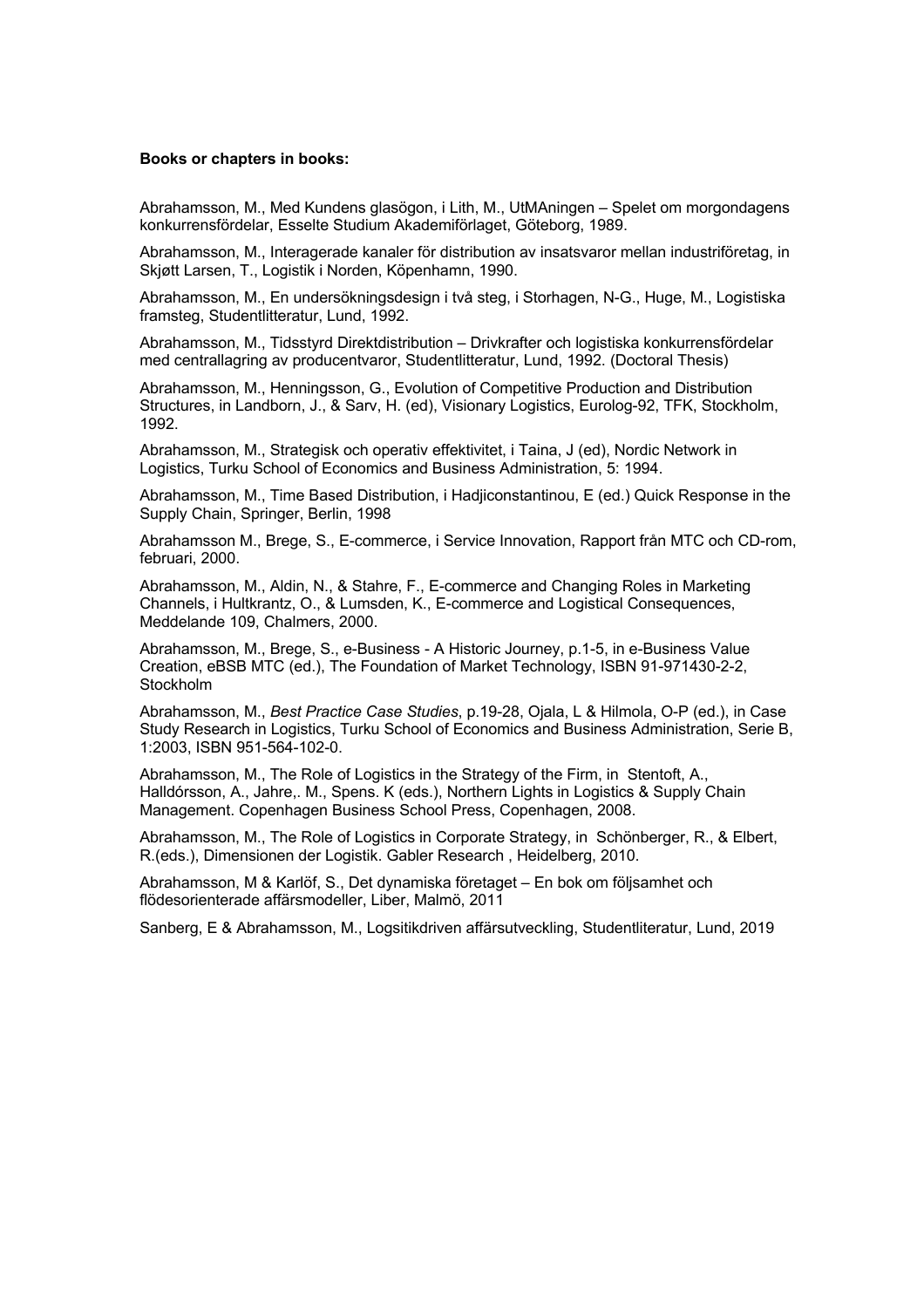**Books or chapters in books:**

Abrahamsson, M., Med Kundens glasögon, i Lith, M., UtMAningen – Spelet om morgondagens konkurrensfördelar, Esselte Studium Akademiförlaget, Göteborg, 1989.

Abrahamsson, M., Interagerade kanaler för distribution av insatsvaror mellan industriföretag, in Skjøtt Larsen, T., Logistik i Norden, Köpenhamn, 1990.

Abrahamsson, M., En undersökningsdesign i två steg, i Storhagen, N-G., Huge, M., Logistiska framsteg, Studentlitteratur, Lund, 1992.

Abrahamsson, M., Tidsstyrd Direktdistribution – Drivkrafter och logistiska konkurrensfördelar med centrallagring av producentvaror, Studentlitteratur, Lund, 1992. (Doctoral Thesis)

Abrahamsson, M., Henningsson, G., Evolution of Competitive Production and Distribution Structures, in Landborn, J., & Sarv, H. (ed), Visionary Logistics, Eurolog-92, TFK, Stockholm, 1992.

Abrahamsson, M., Strategisk och operativ effektivitet, i Taina, J (ed), Nordic Network in Logistics, Turku School of Economics and Business Administration, 5: 1994.

Abrahamsson, M., Time Based Distribution, i Hadjiconstantinou, E (ed.) Quick Response in the Supply Chain, Springer, Berlin, 1998

Abrahamsson M., Brege, S., E-commerce, i Service Innovation, Rapport från MTC och CD-rom, februari, 2000.

Abrahamsson, M., Aldin, N., & Stahre, F., E-commerce and Changing Roles in Marketing Channels, i Hultkrantz, O., & Lumsden, K., E-commerce and Logistical Consequences, Meddelande 109, Chalmers, 2000.

Abrahamsson, M., Brege, S., e-Business - A Historic Journey, p.1-5, in e-Business Value Creation, eBSB MTC (ed.), The Foundation of Market Technology, ISBN 91-971430-2-2, Stockholm

Abrahamsson, M., *Best Practice Case Studies*, p.19-28, Ojala, L & Hilmola, O-P (ed.), in Case Study Research in Logistics, Turku School of Economics and Business Administration, Serie B, 1:2003, ISBN 951-564-102-0.

Abrahamsson, M., The Role of Logistics in the Strategy of the Firm, in Stentoft, A., Halldórsson, A., Jahre,. M., Spens. K (eds.), Northern Lights in Logistics & Supply Chain Management. Copenhagen Business School Press, Copenhagen, 2008.

Abrahamsson, M., The Role of Logistics in Corporate Strategy, in Schönberger, R., & Elbert, R.(eds.), Dimensionen der Logistik. Gabler Research , Heidelberg, 2010.

Abrahamsson, M & Karlöf, S., Det dynamiska företaget – En bok om följsamhet och flödesorienterade affärsmodeller, Liber, Malmö, 2011

Sanberg, E & Abrahamsson, M., Logsitikdriven affärsutveckling, Studentliteratur, Lund, 2019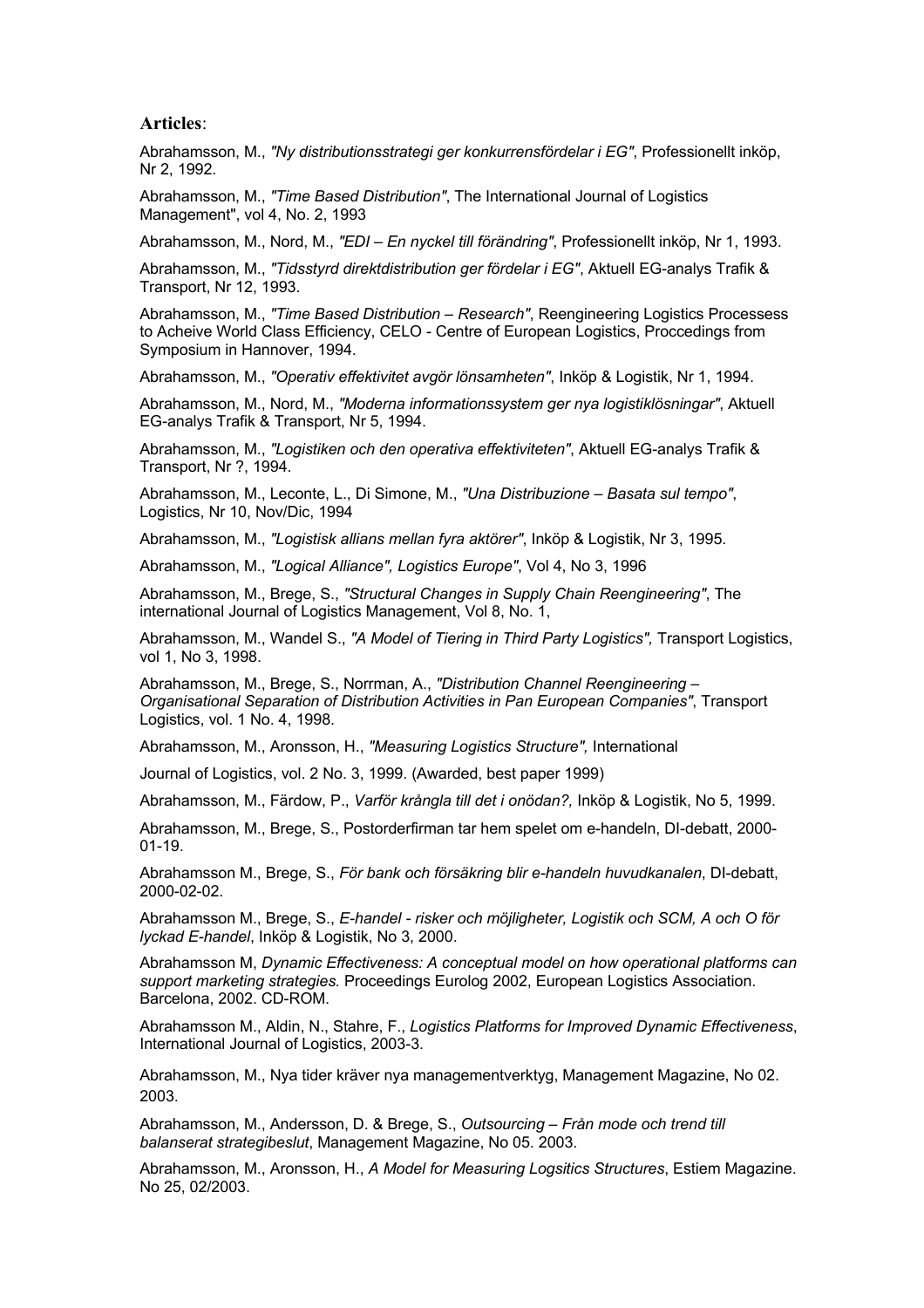**Articles**:

Abrahamsson, M., *"Ny distributionsstrategi ger konkurrensfördelar i EG"*, Professionellt inköp, Nr 2, 1992.

Abrahamsson, M., *"Time Based Distribution"*, The International Journal of Logistics Management", vol 4, No. 2, 1993

Abrahamsson, M., Nord, M., *"EDI – En nyckel till förändring"*, Professionellt inköp, Nr 1, 1993.

Abrahamsson, M., *"Tidsstyrd direktdistribution ger fördelar i EG"*, Aktuell EG-analys Trafik & Transport, Nr 12, 1993.

Abrahamsson, M., *"Time Based Distribution – Research"*, Reengineering Logistics Processess to Acheive World Class Efficiency, CELO - Centre of European Logistics, Proccedings from Symposium in Hannover, 1994.

Abrahamsson, M., *"Operativ effektivitet avgör lönsamheten"*, Inköp & Logistik, Nr 1, 1994.

Abrahamsson, M., Nord, M., *"Moderna informationssystem ger nya logistiklösningar"*, Aktuell EG-analys Trafik & Transport, Nr 5, 1994.

Abrahamsson, M., *"Logistiken och den operativa effektiviteten"*, Aktuell EG-analys Trafik & Transport, Nr ?, 1994.

Abrahamsson, M., Leconte, L., Di Simone, M., *"Una Distribuzione – Basata sul tempo"*, Logistics, Nr 10, Nov/Dic, 1994

Abrahamsson, M., *"Logistisk allians mellan fyra aktörer"*, Inköp & Logistik, Nr 3, 1995.

Abrahamsson, M., *"Logical Alliance", Logistics Europe"*, Vol 4, No 3, 1996

Abrahamsson, M., Brege, S., *"Structural Changes in Supply Chain Reengineering"*, The international Journal of Logistics Management, Vol 8, No. 1,

Abrahamsson, M., Wandel S., *"A Model of Tiering in Third Party Logistics",* Transport Logistics, vol 1, No 3, 1998.

Abrahamsson, M., Brege, S., Norrman, A., *"Distribution Channel Reengineering – Organisational Separation of Distribution Activities in Pan European Companies"*, Transport Logistics, vol. 1 No. 4, 1998.

Abrahamsson, M., Aronsson, H., *"Measuring Logistics Structure",* International

Journal of Logistics, vol. 2 No. 3, 1999. (Awarded, best paper 1999)

Abrahamsson, M., Färdow, P., *Varför krångla till det i onödan?,* Inköp & Logistik, No 5, 1999.

Abrahamsson, M., Brege, S., Postorderfirman tar hem spelet om e-handeln, DI-debatt, 2000-01-19.

Abrahamsson M., Brege, S., *För bank och försäkring blir e-handeln huvudkanalen*, DI-debatt, 2000-02-02.

Abrahamsson M., Brege, S., *E-handel - risker och möjligheter, Logistik och SCM, A och O för lyckad E-handel*, Inköp & Logistik, No 3, 2000.

Abrahamsson M, *Dynamic Effectiveness: A conceptual model on how operational platforms can support marketing strategies.* Proceedings Eurolog 2002, European Logistics Association. Barcelona, 2002. CD-ROM.

Abrahamsson M., Aldin, N., Stahre, F., *Logistics Platforms for Improved Dynamic Effectiveness*, International Journal of Logistics, 2003-3.

Abrahamsson, M., Nya tider kräver nya managementverktyg, Management Magazine, No 02. 2003.

Abrahamsson, M., Andersson, D. & Brege, S., *Outsourcing – Från mode och trend till balanserat strategibeslut*, Management Magazine, No 05. 2003.

Abrahamsson, M., Aronsson, H., *A Model for Measuring Logsitics Structures*, Estiem Magazine. No 25, 02/2003.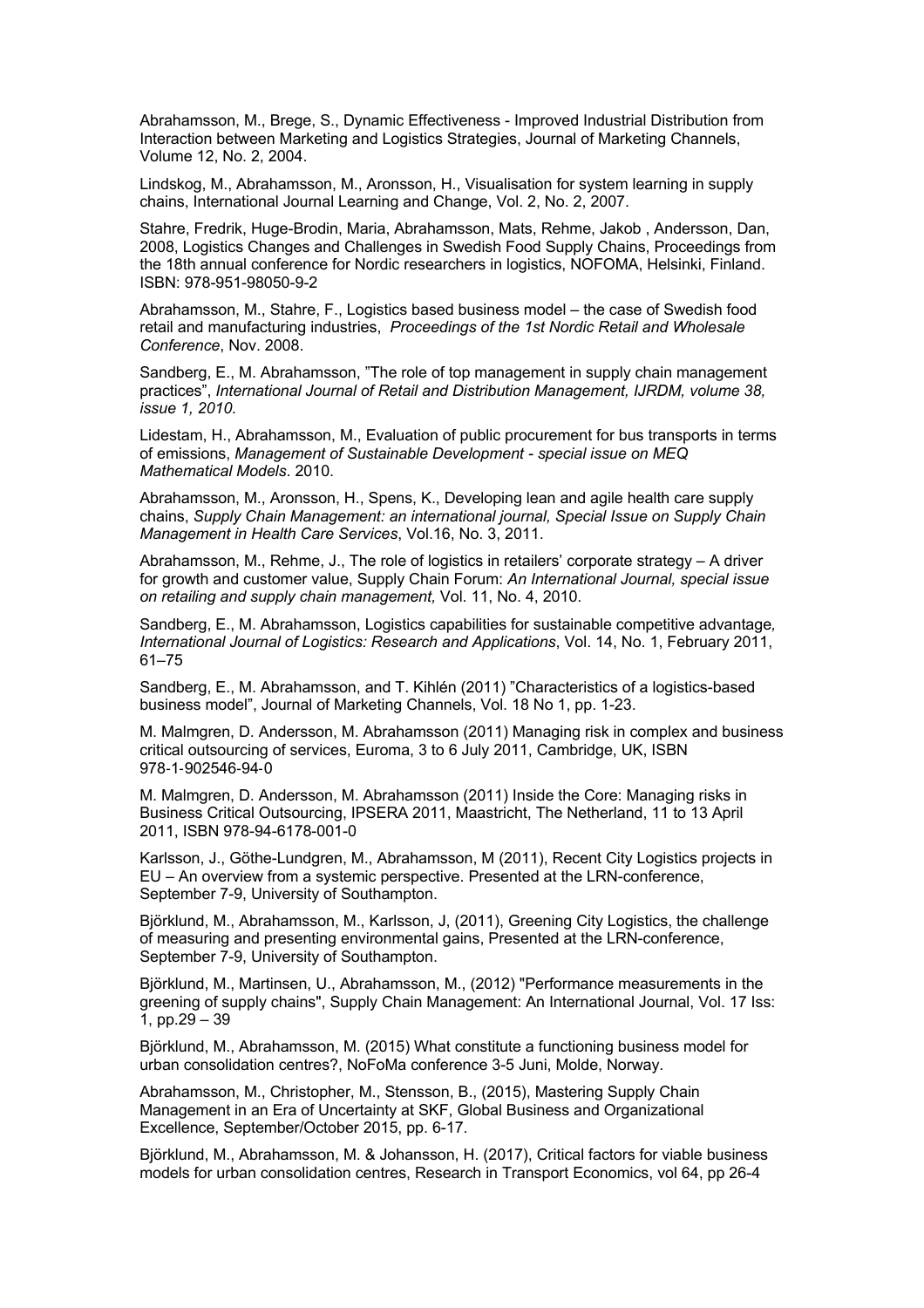Abrahamsson, M., Brege, S., Dynamic Effectiveness - Improved Industrial Distribution from Interaction between Marketing and Logistics Strategies, Journal of Marketing Channels, Volume 12, No. 2, 2004.

Lindskog, M., Abrahamsson, M., Aronsson, H., Visualisation for system learning in supply chains, International Journal Learning and Change, Vol. 2, No. 2, 2007.

Stahre, Fredrik, Huge-Brodin, Maria, Abrahamsson, Mats, Rehme, Jakob , Andersson, Dan, 2008, Logistics Changes and Challenges in Swedish Food Supply Chains, Proceedings from the 18th annual conference for Nordic researchers in logistics, NOFOMA, Helsinki, Finland. ISBN: 978-951-98050-9-2

Abrahamsson, M., Stahre, F., Logistics based business model – the case of Swedish food retail and manufacturing industries, *Proceedings of the 1st Nordic Retail and Wholesale Conference*, Nov. 2008.

Sandberg, E., M. Abrahamsson, "The role of top management in supply chain management practices", *International Journal of Retail and Distribution Management, IJRDM, volume 38, issue 1, 2010.*

Lidestam, H., Abrahamsson, M., Evaluation of public procurement for bus transports in terms of emissions, *Management of Sustainable Development - special issue on MEQ Mathematical Models*. 2010.

Abrahamsson, M., Aronsson, H., Spens, K., Developing lean and agile health care supply chains, *Supply Chain Management: an international journal, Special Issue on Supply Chain Management in Health Care Services*, Vol.16, No. 3, 2011.

Abrahamsson, M., Rehme, J., The role of logistics in retailers' corporate strategy – A driver for growth and customer value, Supply Chain Forum: *An International Journal, special issue on retailing and supply chain management,* Vol. 11, No. 4, 2010.

Sandberg, E., M. Abrahamsson, Logistics capabilities for sustainable competitive advantage*, International Journal of Logistics: Research and Applications*, Vol. 14, No. 1, February 2011, 61–75

Sandberg, E., M. Abrahamsson, and T. Kihlén (2011) "Characteristics of a logistics-based business model", Journal of Marketing Channels, Vol. 18 No 1, pp. 1-23.

M. Malmgren, D. Andersson, M. Abrahamsson (2011) Managing risk in complex and business critical outsourcing of services, Euroma, 3 to 6 July 2011, Cambridge, UK, ISBN 978-1-902546-94-0

M. Malmgren, D. Andersson, M. Abrahamsson (2011) Inside the Core: Managing risks in Business Critical Outsourcing, IPSERA 2011, Maastricht, The Netherland, 11 to 13 April 2011, ISBN 978-94-6178-001-0

Karlsson, J., Göthe-Lundgren, M., Abrahamsson, M (2011), Recent City Logistics projects in EU – An overview from a systemic perspective. Presented at the LRN-conference, September 7-9, University of Southampton.

Björklund, M., Abrahamsson, M., Karlsson, J, (2011), Greening City Logistics, the challenge of measuring and presenting environmental gains, Presented at the LRN-conference, September 7-9, University of Southampton.

Björklund, M., Martinsen, U., Abrahamsson, M., (2012) "Performance measurements in the greening of supply chains", Supply Chain Management: An International Journal, Vol. 17 Iss: 1, pp.29 – 39

Björklund, M., Abrahamsson, M. (2015) What constitute a functioning business model for urban consolidation centres?, NoFoMa conference 3-5 Juni, Molde, Norway.

Abrahamsson, M., Christopher, M., Stensson, B., (2015), Mastering Supply Chain Management in an Era of Uncertainty at SKF, Global Business and Organizational Excellence, September/October 2015, pp. 6-17.

Björklund, M., Abrahamsson, M. & Johansson, H. (2017), Critical factors for viable business models for urban consolidation centres, Research in Transport Economics, vol 64, pp 26-4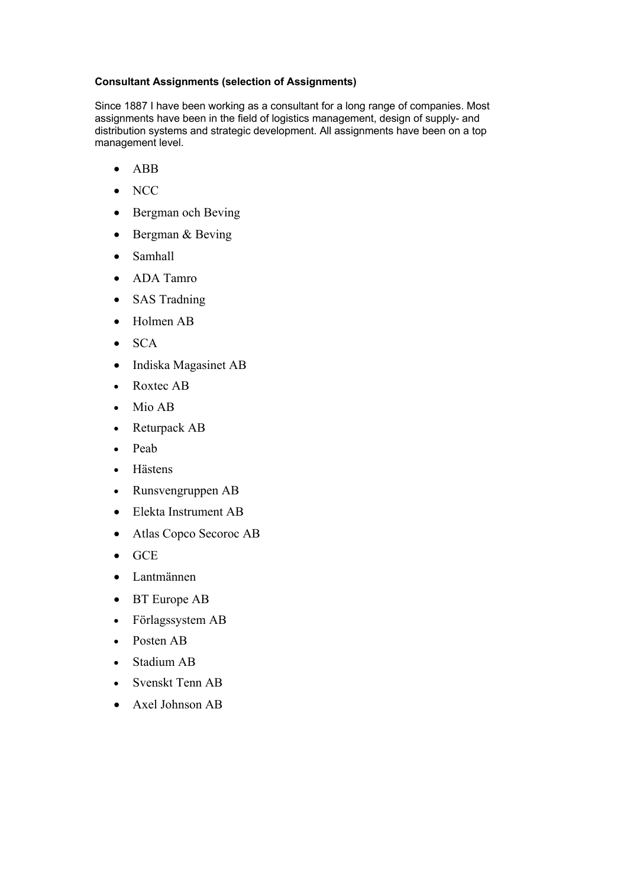**Consultant Assignments (selection of Assignments)**

Since 1887 I have been working as a consultant for a long range of companies. Most assignments have been in the field of logistics management, design of supply- and distribution systems and strategic development. All assignments have been on a top management level.

- ABB
- NCC
- Bergman och Beving
- Bergman & Beving
- Samhall
- ADA Tamro
- SAS Tradning
- Holmen AB
- SCA
- Indiska Magasinet AB
- Roxtec AB
- Mio AB
- Returpack AB
- Peab
- Hästens
- Runsvengruppen AB
- Elekta Instrument AB
- Atlas Copco Secoroc AB
- GCE
- Lantmännen
- BT Europe AB
- Förlagssystem AB
- Posten AB
- Stadium AB
- Svenskt Tenn AB
- Axel Johnson AB